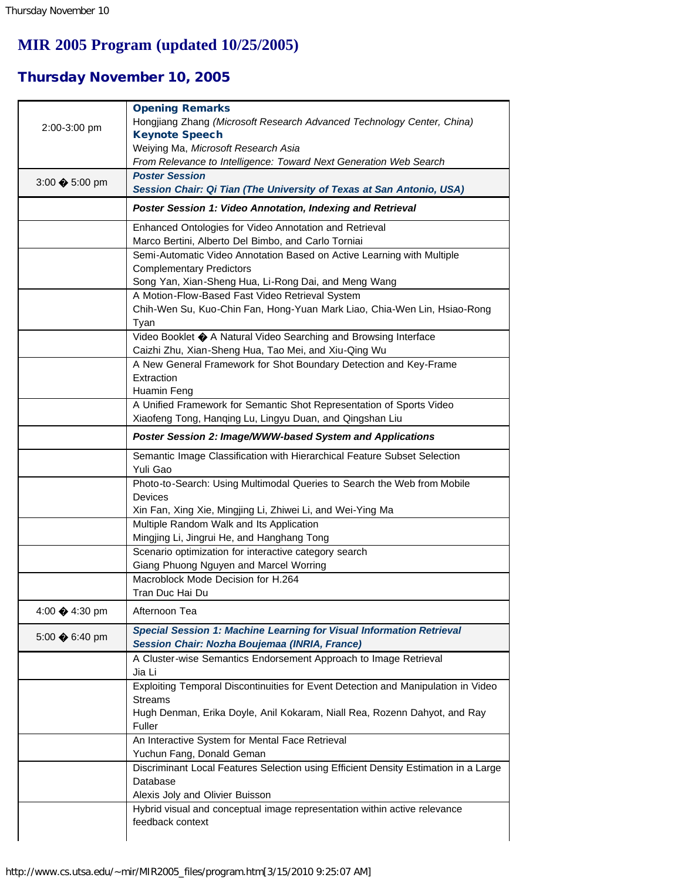# MIR 2005 Program (updated 10/25/2005)

## Thursday November 10, 2005

| | |
|---|---|
| 2:00-3:00 pm | **Opening Remarks**<br>Hongjiang Zhang *(Microsoft Research Advanced Technology Center, China)*<br>**Keynote Speech**<br>Weiying Ma, *Microsoft Research Asia*<br>*From Relevance to Intelligence: Toward Next Generation Web Search* |
| 3:00 � 5:00 pm | ***Poster Session***<br>***Session Chair: Qi Tian (The University of Texas at San Antonio, USA)*** |
| | ***Poster Session 1: Video Annotation, Indexing and Retrieval*** |
| | Enhanced Ontologies for Video Annotation and Retrieval<br>Marco Bertini, Alberto Del Bimbo, and Carlo Torniai |
| | Semi-Automatic Video Annotation Based on Active Learning with Multiple Complementary Predictors<br>Song Yan, Xian-Sheng Hua, Li-Rong Dai, and Meng Wang |
| | A Motion-Flow-Based Fast Video Retrieval System<br>Chih-Wen Su, Kuo-Chin Fan, Hong-Yuan Mark Liao, Chia-Wen Lin, Hsiao-Rong Tyan |
| | Video Booklet � A Natural Video Searching and Browsing Interface<br>Caizhi Zhu, Xian-Sheng Hua, Tao Mei, and Xiu-Qing Wu |
| | A New General Framework for Shot Boundary Detection and Key-Frame Extraction<br>Huamin Feng |
| | A Unified Framework for Semantic Shot Representation of Sports Video<br>Xiaofeng Tong, Hanqing Lu, Lingyu Duan, and Qingshan Liu |
| | ***Poster Session 2: Image/WWW-based System and Applications*** |
| | Semantic Image Classification with Hierarchical Feature Subset Selection<br>Yuli Gao |
| | Photo-to-Search: Using Multimodal Queries to Search the Web from Mobile Devices<br>Xin Fan, Xing Xie, Mingjing Li, Zhiwei Li, and Wei-Ying Ma |
| | Multiple Random Walk and Its Application<br>Mingjing Li, Jingrui He, and Hanghang Tong |
| | Scenario optimization for interactive category search<br>Giang Phuong Nguyen and Marcel Worring |
| | Macroblock Mode Decision for H.264<br>Tran Duc Hai Du |
| 4:00 � 4:30 pm | Afternoon Tea |
| 5:00 � 6:40 pm | ***Special Session 1: Machine Learning for Visual Information Retrieval***<br>***Session Chair: Nozha Boujemaa (INRIA, France)*** |
| | A Cluster-wise Semantics Endorsement Approach to Image Retrieval<br>Jia Li |
| | Exploiting Temporal Discontinuities for Event Detection and Manipulation in Video Streams<br>Hugh Denman, Erika Doyle, Anil Kokaram, Niall Rea, Rozenn Dahyot, and Ray Fuller |
| | An Interactive System for Mental Face Retrieval<br>Yuchun Fang, Donald Geman |
| | Discriminant Local Features Selection using Efficient Density Estimation in a Large Database<br>Alexis Joly and Olivier Buisson |
| | Hybrid visual and conceptual image representation within active relevance feedback context |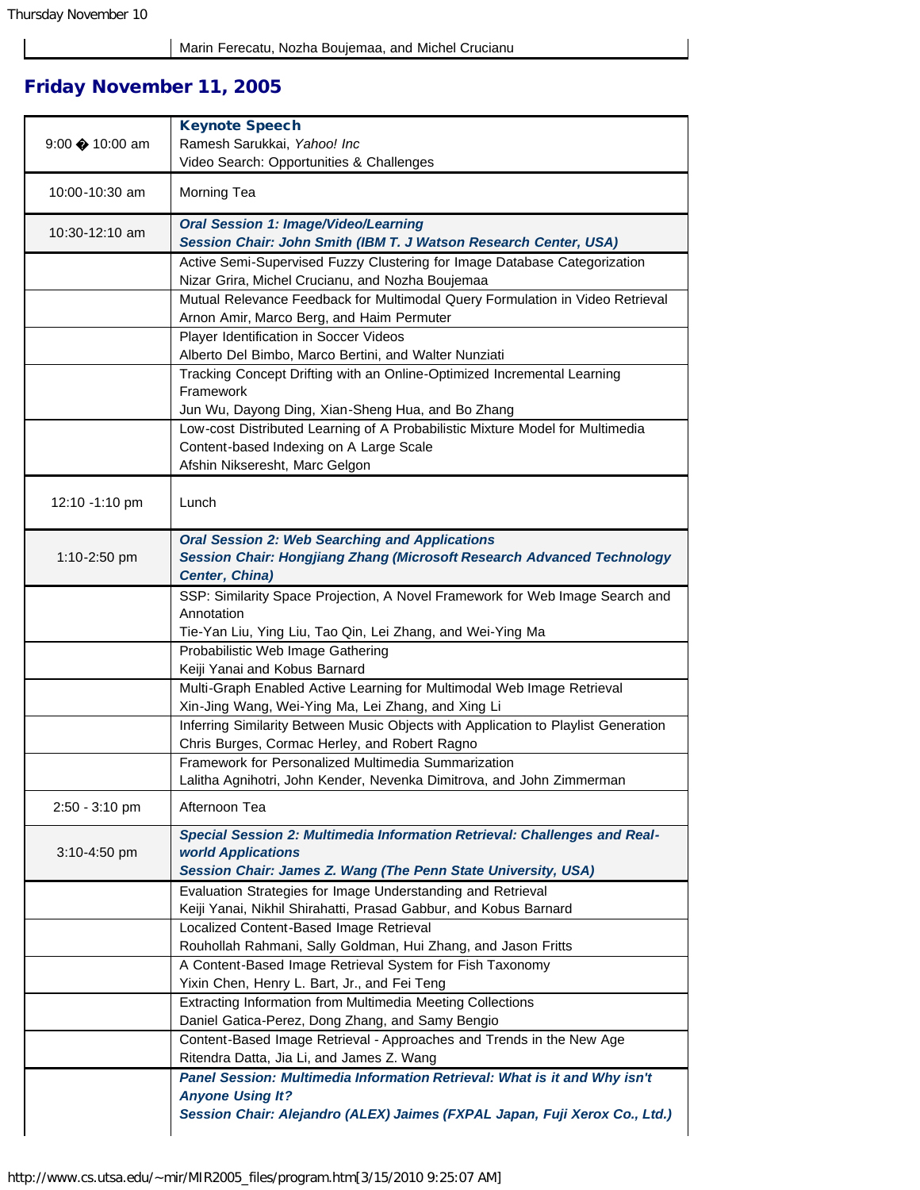| | Marin Ferecatu, Nozha Boujemaa, and Michel Crucianu |
|---|---|

## Friday November 11, 2005

| | |
|---|---|
| 9:00 � 10:00 am | **Keynote Speech**<br>Ramesh Sarukkai, *Yahoo! Inc*<br>Video Search: Opportunities & Challenges |
| 10:00-10:30 am | Morning Tea |
| 10:30-12:10 am | ***Oral Session 1: Image/Video/Learning***<br>***Session Chair: John Smith (IBM T. J Watson Research Center, USA)*** |
| | Active Semi-Supervised Fuzzy Clustering for Image Database Categorization<br>Nizar Grira, Michel Crucianu, and Nozha Boujemaa |
| | Mutual Relevance Feedback for Multimodal Query Formulation in Video Retrieval<br>Arnon Amir, Marco Berg, and Haim Permuter |
| | Player Identification in Soccer Videos<br>Alberto Del Bimbo, Marco Bertini, and Walter Nunziati |
| | Tracking Concept Drifting with an Online-Optimized Incremental Learning Framework<br>Jun Wu, Dayong Ding, Xian-Sheng Hua, and Bo Zhang |
| | Low-cost Distributed Learning of A Probabilistic Mixture Model for Multimedia Content-based Indexing on A Large Scale<br>Afshin Nikseresht, Marc Gelgon |
| 12:10 -1:10 pm | Lunch |
| 1:10-2:50 pm | ***Oral Session 2: Web Searching and Applications***<br>***Session Chair: Hongjiang Zhang (Microsoft Research Advanced Technology Center, China)*** |
| | SSP: Similarity Space Projection, A Novel Framework for Web Image Search and Annotation<br>Tie-Yan Liu, Ying Liu, Tao Qin, Lei Zhang, and Wei-Ying Ma |
| | Probabilistic Web Image Gathering<br>Keiji Yanai and Kobus Barnard |
| | Multi-Graph Enabled Active Learning for Multimodal Web Image Retrieval<br>Xin-Jing Wang, Wei-Ying Ma, Lei Zhang, and Xing Li |
| | Inferring Similarity Between Music Objects with Application to Playlist Generation<br>Chris Burges, Cormac Herley, and Robert Ragno |
| | Framework for Personalized Multimedia Summarization<br>Lalitha Agnihotri, John Kender, Nevenka Dimitrova, and John Zimmerman |
| 2:50 - 3:10 pm | Afternoon Tea |
| 3:10-4:50 pm | ***Special Session 2: Multimedia Information Retrieval: Challenges and Real-world Applications***<br>***Session Chair: James Z. Wang (The Penn State University, USA)*** |
| | Evaluation Strategies for Image Understanding and Retrieval<br>Keiji Yanai, Nikhil Shirahatti, Prasad Gabbur, and Kobus Barnard |
| | Localized Content-Based Image Retrieval<br>Rouhollah Rahmani, Sally Goldman, Hui Zhang, and Jason Fritts |
| | A Content-Based Image Retrieval System for Fish Taxonomy<br>Yixin Chen, Henry L. Bart, Jr., and Fei Teng |
| | Extracting Information from Multimedia Meeting Collections<br>Daniel Gatica-Perez, Dong Zhang, and Samy Bengio |
| | Content-Based Image Retrieval - Approaches and Trends in the New Age<br>Ritendra Datta, Jia Li, and James Z. Wang |
| | ***Panel Session: Multimedia Information Retrieval: What is it and Why isn't Anyone Using It?***<br>***Session Chair: Alejandro (ALEX) Jaimes (FXPAL Japan, Fuji Xerox Co., Ltd.)*** |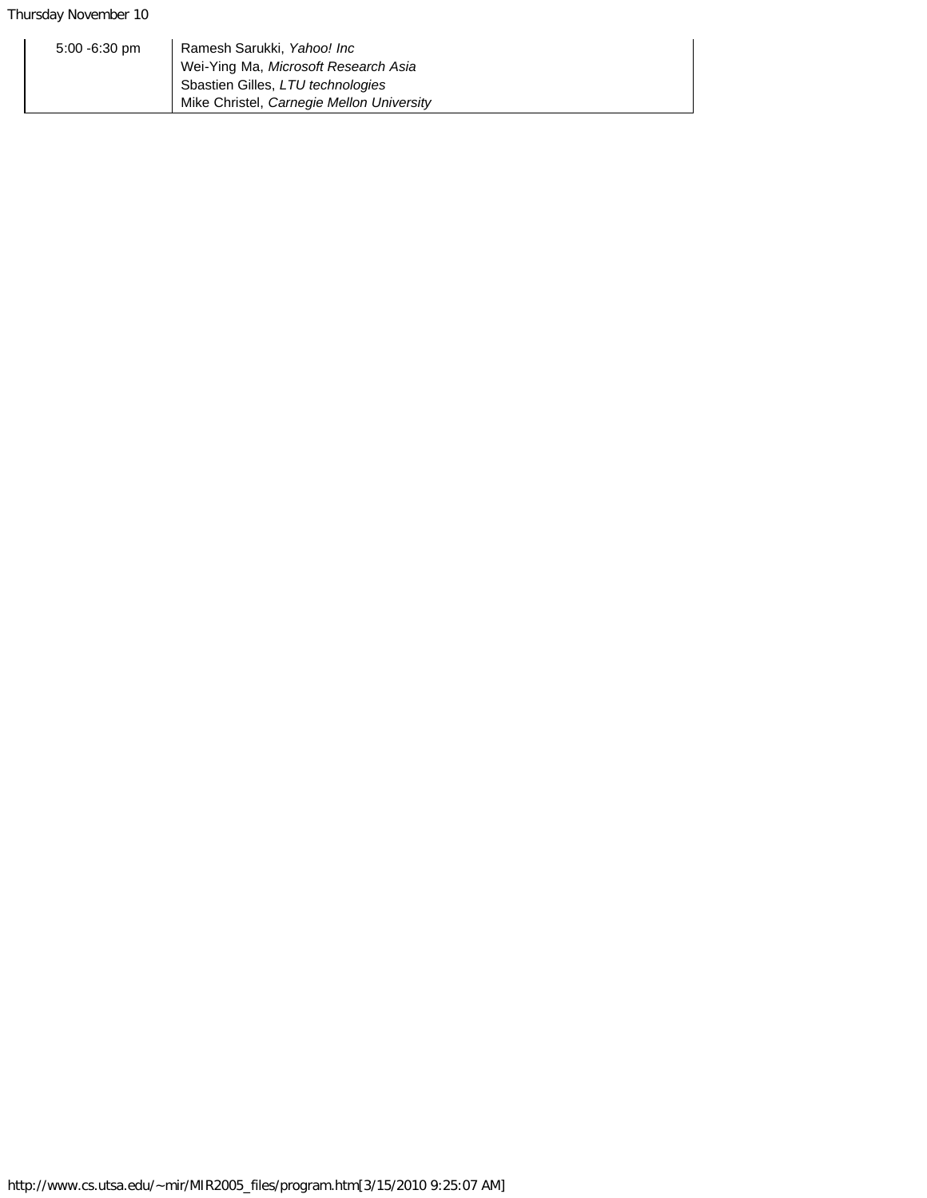| | |
|---|---|
| 5:00 -6:30 pm | Ramesh Sarukki, *Yahoo! Inc*<br>Wei-Ying Ma, *Microsoft Research Asia*<br>Sbastien Gilles, *LTU technologies*<br>Mike Christel, *Carnegie Mellon University* |